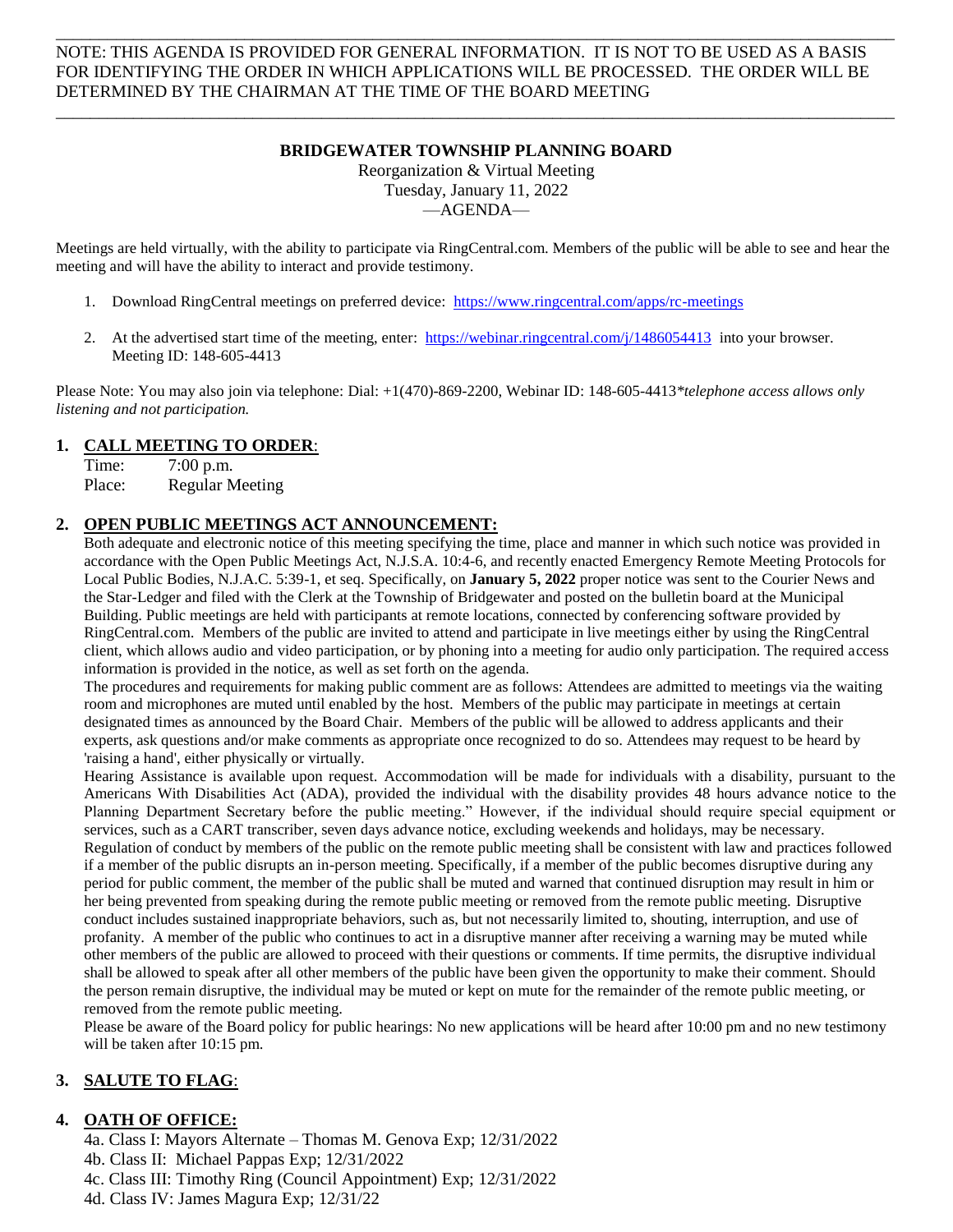NOTE: THIS AGENDA IS PROVIDED FOR GENERAL INFORMATION. IT IS NOT TO BE USED AS A BASIS FOR IDENTIFYING THE ORDER IN WHICH APPLICATIONS WILL BE PROCESSED. THE ORDER WILL BE DETERMINED BY THE CHAIRMAN AT THE TIME OF THE BOARD MEETING

---

**BRIDGEWATER TOWNSHIP PLANNING BOARD**

Reorganization & Virtual Meeting
Tuesday, January 11, 2022
—AGENDA—

Meetings are held virtually, with the ability to participate via RingCentral.com. Members of the public will be able to see and hear the meeting and will have the ability to interact and provide testimony.

1. Download RingCentral meetings on preferred device: https://www.ringcentral.com/apps/rc-meetings
2. At the advertised start time of the meeting, enter: https://webinar.ringcentral.com/j/1486054413 into your browser. Meeting ID: 148-605-4413

Please Note: You may also join via telephone: Dial: +1(470)-869-2200, Webinar ID: 148-605-4413*\*telephone access allows only listening and not participation.*

## 1. CALL MEETING TO ORDER:

Time: 7:00 p.m.
Place: Regular Meeting

## 2. OPEN PUBLIC MEETINGS ACT ANNOUNCEMENT:

Both adequate and electronic notice of this meeting specifying the time, place and manner in which such notice was provided in accordance with the Open Public Meetings Act, N.J.S.A. 10:4-6, and recently enacted Emergency Remote Meeting Protocols for Local Public Bodies, N.J.A.C. 5:39-1, et seq. Specifically, on **January 5, 2022** proper notice was sent to the Courier News and the Star-Ledger and filed with the Clerk at the Township of Bridgewater and posted on the bulletin board at the Municipal Building. Public meetings are held with participants at remote locations, connected by conferencing software provided by RingCentral.com. Members of the public are invited to attend and participate in live meetings either by using the RingCentral client, which allows audio and video participation, or by phoning into a meeting for audio only participation. The required access information is provided in the notice, as well as set forth on the agenda.

The procedures and requirements for making public comment are as follows: Attendees are admitted to meetings via the waiting room and microphones are muted until enabled by the host. Members of the public may participate in meetings at certain designated times as announced by the Board Chair. Members of the public will be allowed to address applicants and their experts, ask questions and/or make comments as appropriate once recognized to do so. Attendees may request to be heard by 'raising a hand', either physically or virtually.

Hearing Assistance is available upon request. Accommodation will be made for individuals with a disability, pursuant to the Americans With Disabilities Act (ADA), provided the individual with the disability provides 48 hours advance notice to the Planning Department Secretary before the public meeting." However, if the individual should require special equipment or services, such as a CART transcriber, seven days advance notice, excluding weekends and holidays, may be necessary.

Regulation of conduct by members of the public on the remote public meeting shall be consistent with law and practices followed if a member of the public disrupts an in-person meeting. Specifically, if a member of the public becomes disruptive during any period for public comment, the member of the public shall be muted and warned that continued disruption may result in him or her being prevented from speaking during the remote public meeting or removed from the remote public meeting. Disruptive conduct includes sustained inappropriate behaviors, such as, but not necessarily limited to, shouting, interruption, and use of profanity. A member of the public who continues to act in a disruptive manner after receiving a warning may be muted while other members of the public are allowed to proceed with their questions or comments. If time permits, the disruptive individual shall be allowed to speak after all other members of the public have been given the opportunity to make their comment. Should the person remain disruptive, the individual may be muted or kept on mute for the remainder of the remote public meeting, or removed from the remote public meeting.

Please be aware of the Board policy for public hearings: No new applications will be heard after 10:00 pm and no new testimony will be taken after 10:15 pm.

## 3. SALUTE TO FLAG:

## 4. OATH OF OFFICE:

4a. Class I: Mayors Alternate – Thomas M. Genova Exp; 12/31/2022
4b. Class II: Michael Pappas Exp; 12/31/2022
4c. Class III: Timothy Ring (Council Appointment) Exp; 12/31/2022
4d. Class IV: James Magura Exp; 12/31/22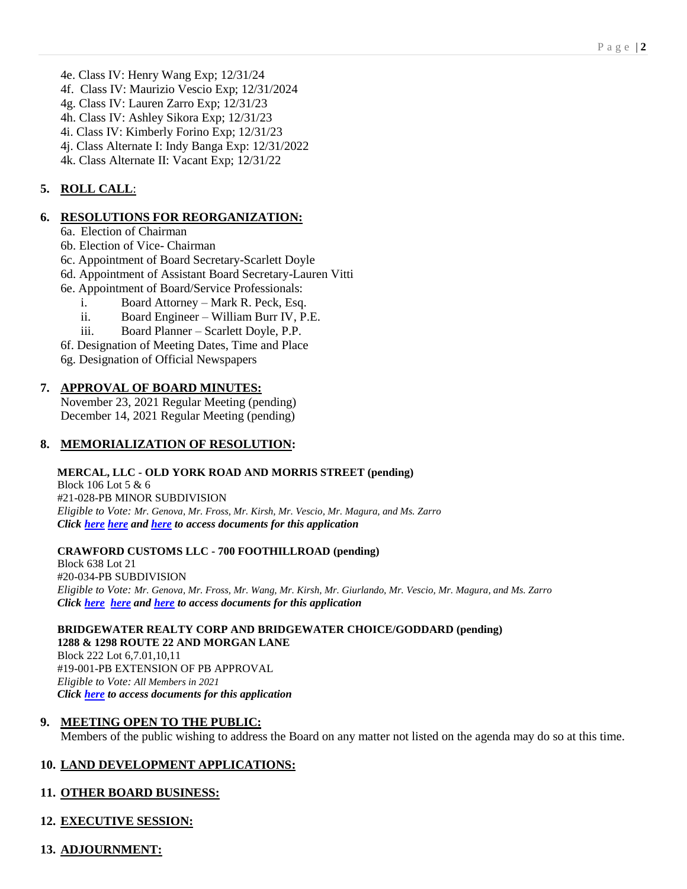4e. Class IV: Henry Wang Exp; 12/31/24
4f. Class IV: Maurizio Vescio Exp; 12/31/2024
4g. Class IV: Lauren Zarro Exp; 12/31/23
4h. Class IV: Ashley Sikora Exp; 12/31/23
4i. Class IV: Kimberly Forino Exp; 12/31/23
4j. Class Alternate I: Indy Banga Exp: 12/31/2022
4k. Class Alternate II: Vacant Exp; 12/31/22

**5. ROLL CALL**:

**6. RESOLUTIONS FOR REORGANIZATION:**

6a. Election of Chairman
6b. Election of Vice- Chairman
6c. Appointment of Board Secretary-Scarlett Doyle
6d. Appointment of Assistant Board Secretary-Lauren Vitti
6e. Appointment of Board/Service Professionals:

i. Board Attorney – Mark R. Peck, Esq.
ii. Board Engineer – William Burr IV, P.E.
iii. Board Planner – Scarlett Doyle, P.P.

6f. Designation of Meeting Dates, Time and Place
6g. Designation of Official Newspapers

**7. APPROVAL OF BOARD MINUTES:**

November 23, 2021 Regular Meeting (pending)
December 14, 2021 Regular Meeting (pending)

**8. MEMORIALIZATION OF RESOLUTION:**

**MERCAL, LLC - OLD YORK ROAD AND MORRIS STREET (pending)**
Block 106 Lot 5 & 6
#21-028-PB MINOR SUBDIVISION
*Eligible to Vote: Mr. Genova, Mr. Fross, Mr. Kirsh, Mr. Vescio, Mr. Magura, and Ms. Zarro*
***Click here here and here to access documents for this application***

**CRAWFORD CUSTOMS LLC - 700 FOOTHILLROAD (pending)**
Block 638 Lot 21
#20-034-PB SUBDIVISION
*Eligible to Vote: Mr. Genova, Mr. Fross, Mr. Wang, Mr. Kirsh, Mr. Giurlando, Mr. Vescio, Mr. Magura, and Ms. Zarro*
***Click here here and here to access documents for this application***

**BRIDGEWATER REALTY CORP AND BRIDGEWATER CHOICE/GODDARD (pending)**
**1288 & 1298 ROUTE 22 AND MORGAN LANE**
Block 222 Lot 6,7.01,10,11
#19-001-PB EXTENSION OF PB APPROVAL
*Eligible to Vote: All Members in 2021*
***Click here to access documents for this application***

**9. MEETING OPEN TO THE PUBLIC:**

Members of the public wishing to address the Board on any matter not listed on the agenda may do so at this time.

**10. LAND DEVELOPMENT APPLICATIONS:**

**11. OTHER BOARD BUSINESS:**

**12. EXECUTIVE SESSION:**

**13. ADJOURNMENT:**